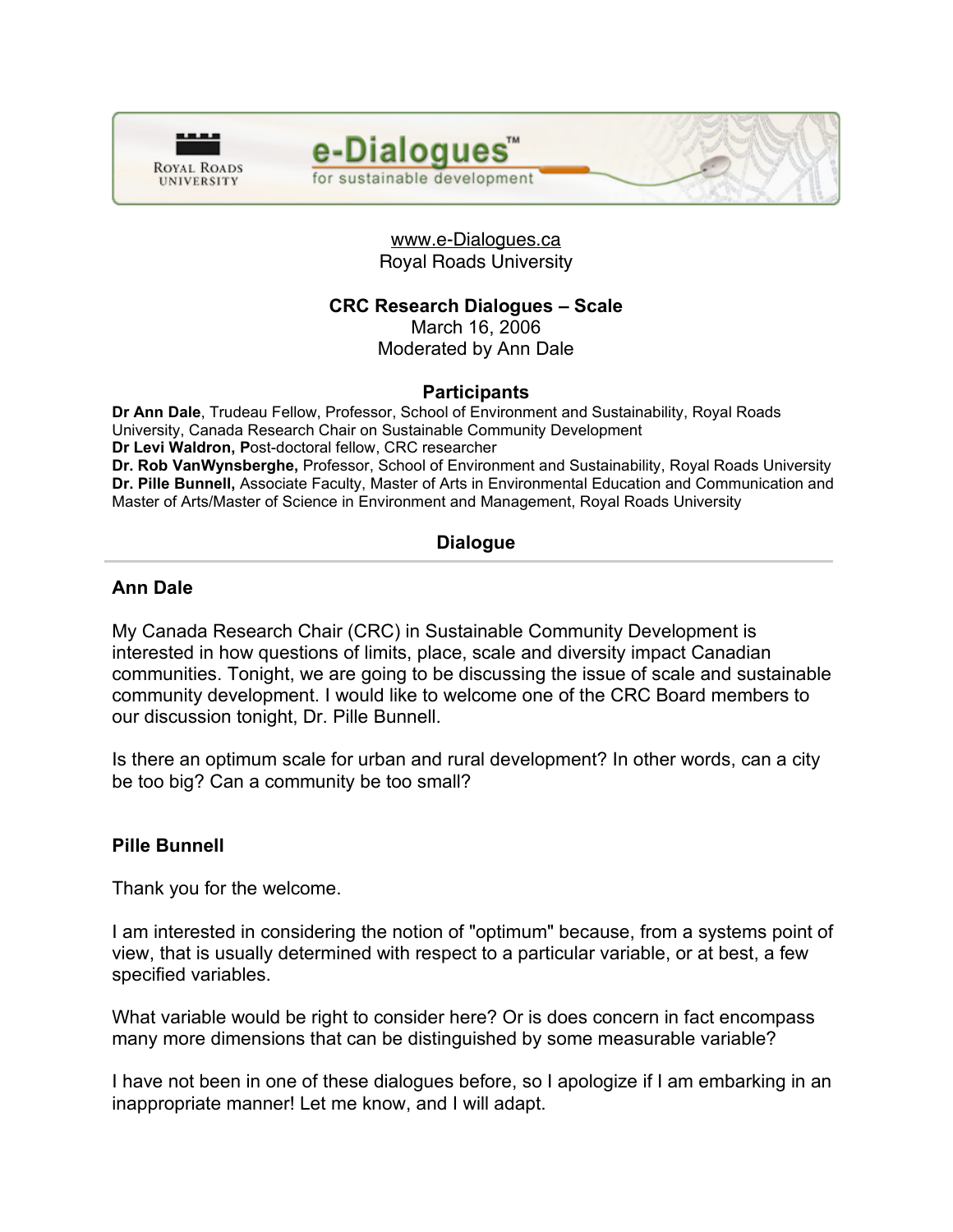www.e-Dialogues.ca
Royal Roads University

## CRC Research Dialogues – Scale

March 16, 2006
Moderated by Ann Dale

### Participants

**Dr Ann Dale**, Trudeau Fellow, Professor, School of Environment and Sustainability, Royal Roads University, Canada Research Chair on Sustainable Community Development
**Dr Levi Waldron, P**ost-doctoral fellow, CRC researcher
**Dr. Rob VanWynsberghe,** Professor, School of Environment and Sustainability, Royal Roads University
**Dr. Pille Bunnell,** Associate Faculty, Master of Arts in Environmental Education and Communication and Master of Arts/Master of Science in Environment and Management, Royal Roads University

### Dialogue

**Ann Dale**

My Canada Research Chair (CRC) in Sustainable Community Development is interested in how questions of limits, place, scale and diversity impact Canadian communities. Tonight, we are going to be discussing the issue of scale and sustainable community development. I would like to welcome one of the CRC Board members to our discussion tonight, Dr. Pille Bunnell.

Is there an optimum scale for urban and rural development? In other words, can a city be too big? Can a community be too small?

**Pille Bunnell**

Thank you for the welcome.

I am interested in considering the notion of "optimum" because, from a systems point of view, that is usually determined with respect to a particular variable, or at best, a few specified variables.

What variable would be right to consider here? Or is does concern in fact encompass many more dimensions that can be distinguished by some measurable variable?

I have not been in one of these dialogues before, so I apologize if I am embarking in an inappropriate manner! Let me know, and I will adapt.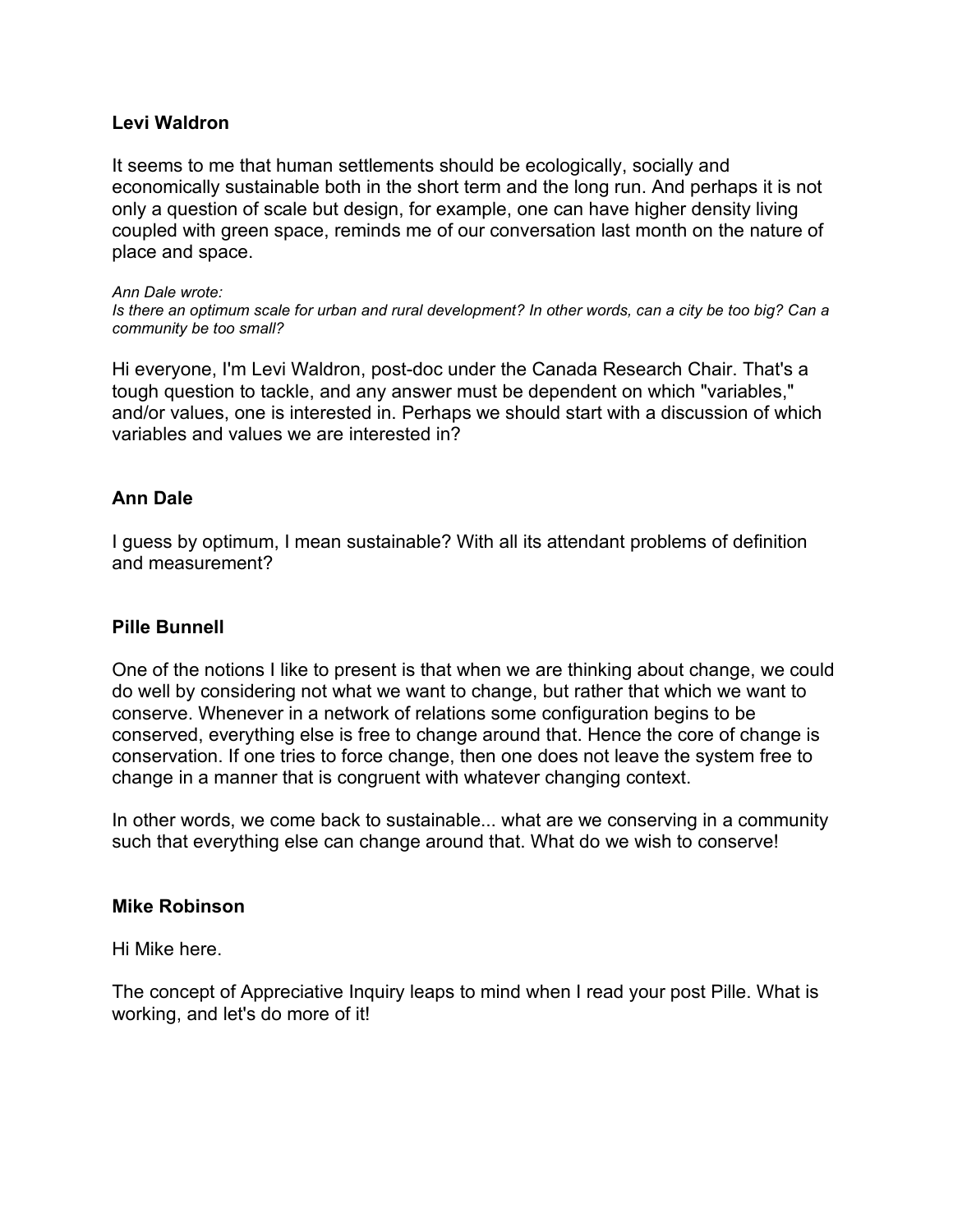**Levi Waldron**

It seems to me that human settlements should be ecologically, socially and economically sustainable both in the short term and the long run. And perhaps it is not only a question of scale but design, for example, one can have higher density living coupled with green space, reminds me of our conversation last month on the nature of place and space.

*Ann Dale wrote:*
*Is there an optimum scale for urban and rural development? In other words, can a city be too big? Can a community be too small?*

Hi everyone, I'm Levi Waldron, post-doc under the Canada Research Chair. That's a tough question to tackle, and any answer must be dependent on which "variables," and/or values, one is interested in. Perhaps we should start with a discussion of which variables and values we are interested in?

**Ann Dale**

I guess by optimum, I mean sustainable? With all its attendant problems of definition and measurement?

**Pille Bunnell**

One of the notions I like to present is that when we are thinking about change, we could do well by considering not what we want to change, but rather that which we want to conserve. Whenever in a network of relations some configuration begins to be conserved, everything else is free to change around that. Hence the core of change is conservation. If one tries to force change, then one does not leave the system free to change in a manner that is congruent with whatever changing context.

In other words, we come back to sustainable... what are we conserving in a community such that everything else can change around that. What do we wish to conserve!

**Mike Robinson**

Hi Mike here.

The concept of Appreciative Inquiry leaps to mind when I read your post Pille. What is working, and let's do more of it!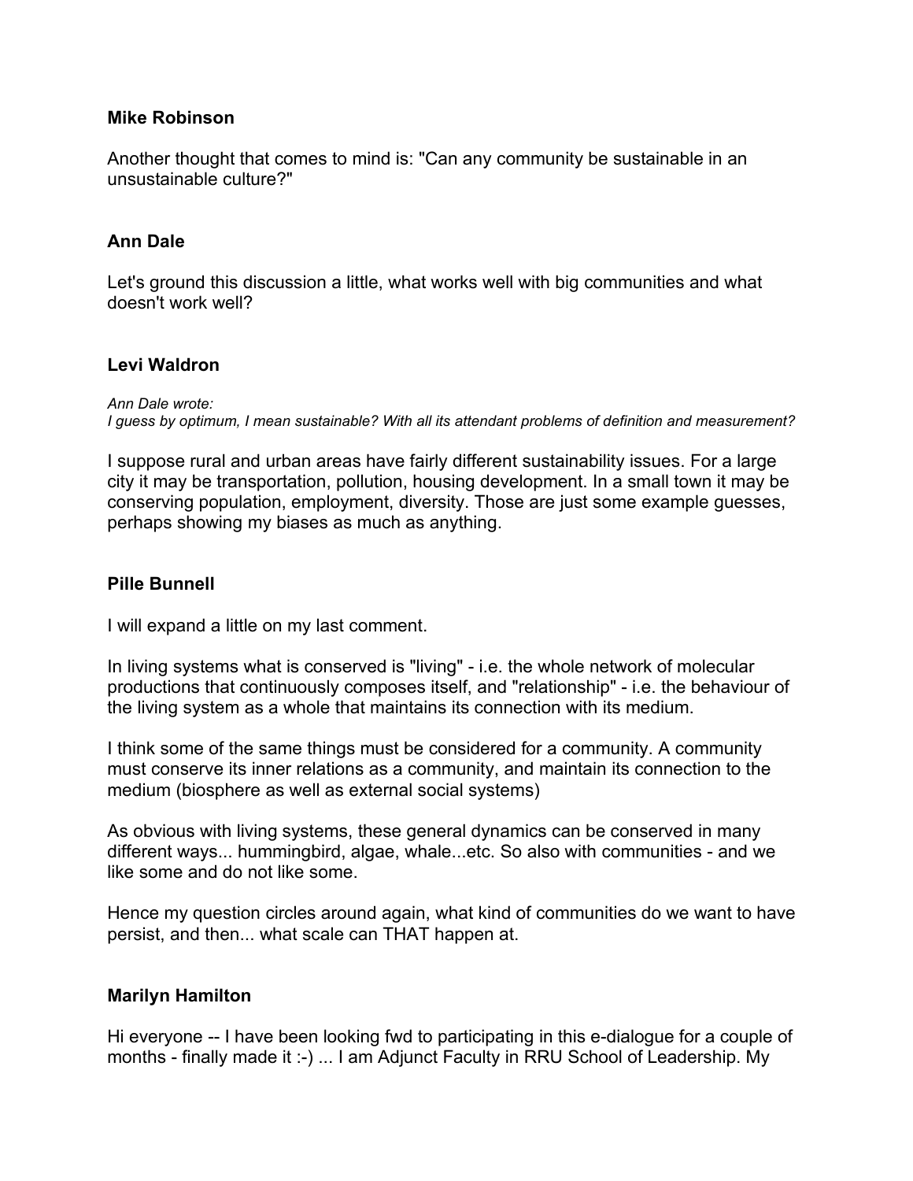**Mike Robinson**

Another thought that comes to mind is: "Can any community be sustainable in an unsustainable culture?"

**Ann Dale**

Let's ground this discussion a little, what works well with big communities and what doesn't work well?

**Levi Waldron**

*Ann Dale wrote:*
*I guess by optimum, I mean sustainable? With all its attendant problems of definition and measurement?*

I suppose rural and urban areas have fairly different sustainability issues. For a large city it may be transportation, pollution, housing development. In a small town it may be conserving population, employment, diversity. Those are just some example guesses, perhaps showing my biases as much as anything.

**Pille Bunnell**

I will expand a little on my last comment.

In living systems what is conserved is "living" - i.e. the whole network of molecular productions that continuously composes itself, and "relationship" - i.e. the behaviour of the living system as a whole that maintains its connection with its medium.

I think some of the same things must be considered for a community. A community must conserve its inner relations as a community, and maintain its connection to the medium (biosphere as well as external social systems)

As obvious with living systems, these general dynamics can be conserved in many different ways... hummingbird, algae, whale...etc. So also with communities - and we like some and do not like some.

Hence my question circles around again, what kind of communities do we want to have persist, and then... what scale can THAT happen at.

**Marilyn Hamilton**

Hi everyone -- I have been looking fwd to participating in this e-dialogue for a couple of months - finally made it :-) ... I am Adjunct Faculty in RRU School of Leadership. My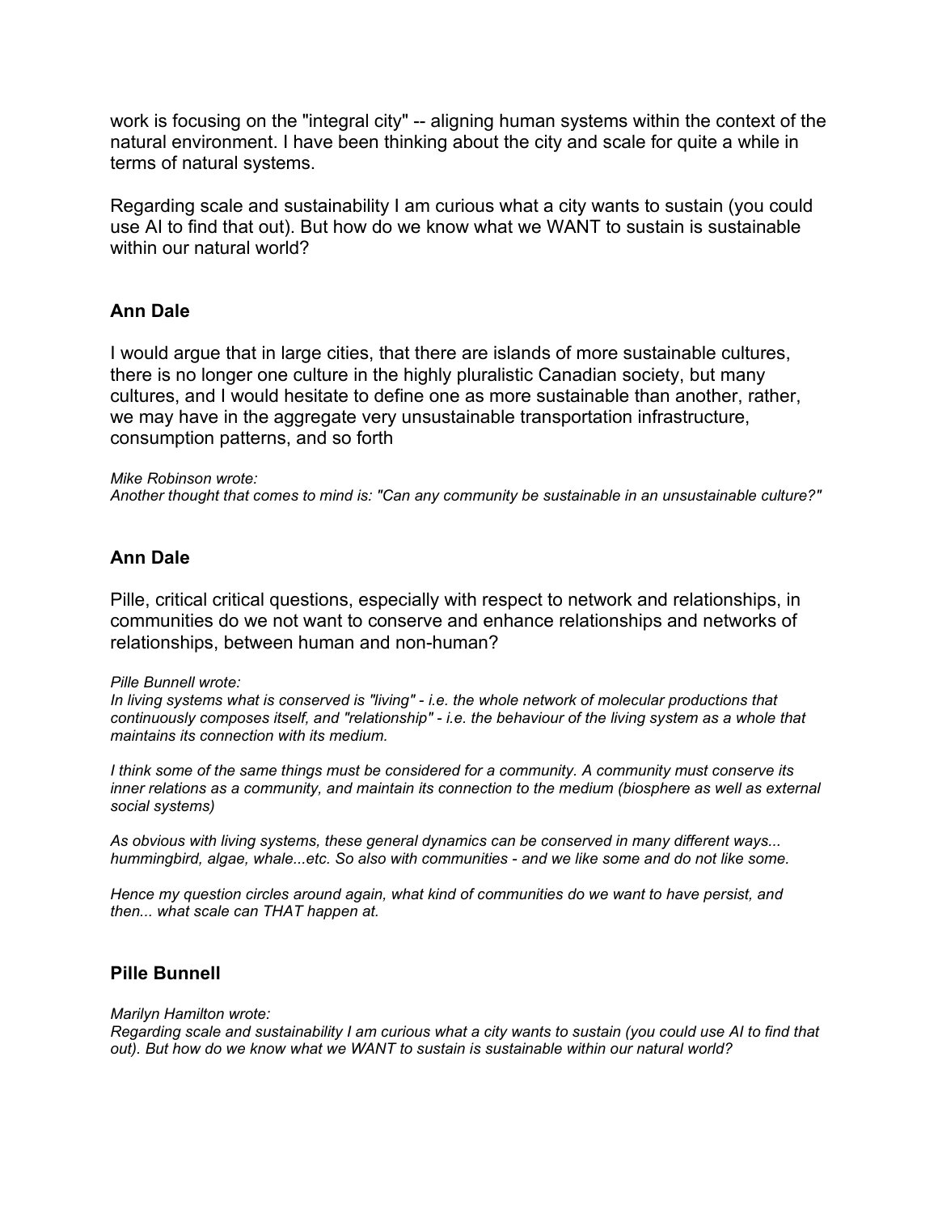work is focusing on the "integral city" -- aligning human systems within the context of the natural environment. I have been thinking about the city and scale for quite a while in terms of natural systems.

Regarding scale and sustainability I am curious what a city wants to sustain (you could use AI to find that out). But how do we know what we WANT to sustain is sustainable within our natural world?

### Ann Dale

I would argue that in large cities, that there are islands of more sustainable cultures, there is no longer one culture in the highly pluralistic Canadian society, but many cultures, and I would hesitate to define one as more sustainable than another, rather, we may have in the aggregate very unsustainable transportation infrastructure, consumption patterns, and so forth

*Mike Robinson wrote:*
*Another thought that comes to mind is: "Can any community be sustainable in an unsustainable culture?"*

### Ann Dale

Pille, critical critical questions, especially with respect to network and relationships, in communities do we not want to conserve and enhance relationships and networks of relationships, between human and non-human?

*Pille Bunnell wrote:*
*In living systems what is conserved is "living" - i.e. the whole network of molecular productions that continuously composes itself, and "relationship" - i.e. the behaviour of the living system as a whole that maintains its connection with its medium.*

*I think some of the same things must be considered for a community. A community must conserve its inner relations as a community, and maintain its connection to the medium (biosphere as well as external social systems)*

*As obvious with living systems, these general dynamics can be conserved in many different ways... hummingbird, algae, whale...etc. So also with communities - and we like some and do not like some.*

*Hence my question circles around again, what kind of communities do we want to have persist, and then... what scale can THAT happen at.*

### Pille Bunnell

*Marilyn Hamilton wrote:*
*Regarding scale and sustainability I am curious what a city wants to sustain (you could use AI to find that out). But how do we know what we WANT to sustain is sustainable within our natural world?*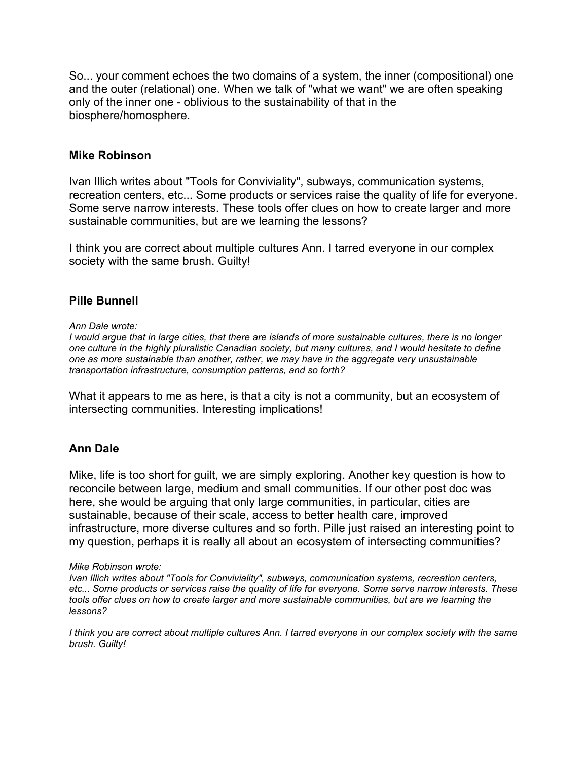So... your comment echoes the two domains of a system, the inner (compositional) one and the outer (relational) one. When we talk of "what we want" we are often speaking only of the inner one - oblivious to the sustainability of that in the biosphere/homosphere.

**Mike Robinson**

Ivan Illich writes about "Tools for Conviviality", subways, communication systems, recreation centers, etc... Some products or services raise the quality of life for everyone. Some serve narrow interests. These tools offer clues on how to create larger and more sustainable communities, but are we learning the lessons?

I think you are correct about multiple cultures Ann. I tarred everyone in our complex society with the same brush. Guilty!

**Pille Bunnell**

*Ann Dale wrote:*
*I would argue that in large cities, that there are islands of more sustainable cultures, there is no longer one culture in the highly pluralistic Canadian society, but many cultures, and I would hesitate to define one as more sustainable than another, rather, we may have in the aggregate very unsustainable transportation infrastructure, consumption patterns, and so forth?*

What it appears to me as here, is that a city is not a community, but an ecosystem of intersecting communities. Interesting implications!

**Ann Dale**

Mike, life is too short for guilt, we are simply exploring. Another key question is how to reconcile between large, medium and small communities. If our other post doc was here, she would be arguing that only large communities, in particular, cities are sustainable, because of their scale, access to better health care, improved infrastructure, more diverse cultures and so forth. Pille just raised an interesting point to my question, perhaps it is really all about an ecosystem of intersecting communities?

*Mike Robinson wrote:*
*Ivan Illich writes about "Tools for Conviviality", subways, communication systems, recreation centers, etc... Some products or services raise the quality of life for everyone. Some serve narrow interests. These tools offer clues on how to create larger and more sustainable communities, but are we learning the lessons?*

*I think you are correct about multiple cultures Ann. I tarred everyone in our complex society with the same brush. Guilty!*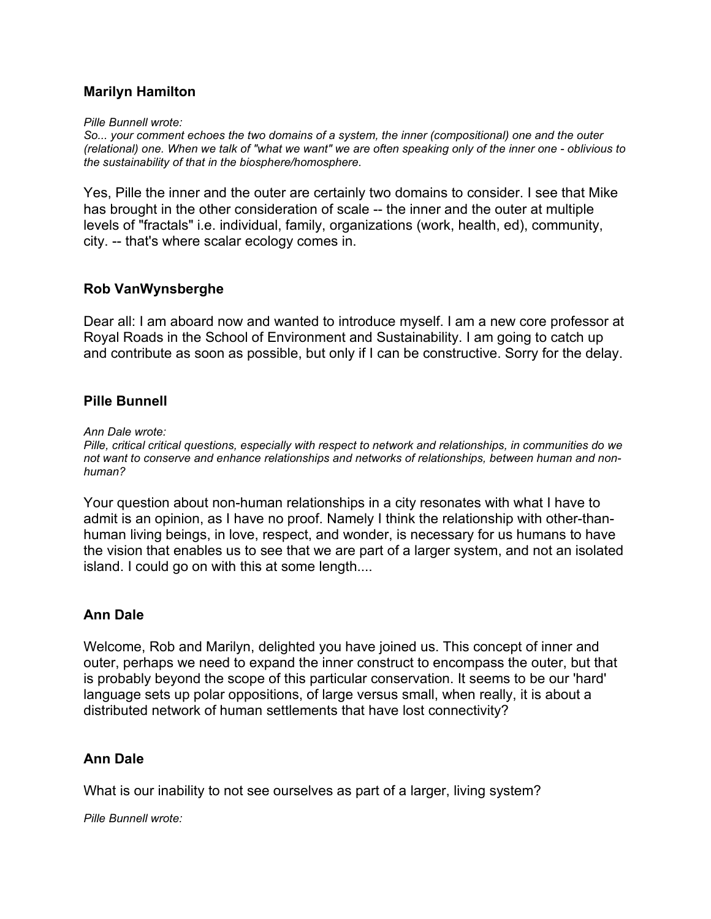### Marilyn Hamilton

*Pille Bunnell wrote:*
*So... your comment echoes the two domains of a system, the inner (compositional) one and the outer (relational) one. When we talk of "what we want" we are often speaking only of the inner one - oblivious to the sustainability of that in the biosphere/homosphere.*

Yes, Pille the inner and the outer are certainly two domains to consider. I see that Mike has brought in the other consideration of scale -- the inner and the outer at multiple levels of "fractals" i.e. individual, family, organizations (work, health, ed), community, city. -- that's where scalar ecology comes in.

### Rob VanWynsberghe

Dear all: I am aboard now and wanted to introduce myself. I am a new core professor at Royal Roads in the School of Environment and Sustainability. I am going to catch up and contribute as soon as possible, but only if I can be constructive. Sorry for the delay.

### Pille Bunnell

*Ann Dale wrote:*
*Pille, critical critical questions, especially with respect to network and relationships, in communities do we not want to conserve and enhance relationships and networks of relationships, between human and non-human?*

Your question about non-human relationships in a city resonates with what I have to admit is an opinion, as I have no proof. Namely I think the relationship with other-than-human living beings, in love, respect, and wonder, is necessary for us humans to have the vision that enables us to see that we are part of a larger system, and not an isolated island. I could go on with this at some length....

### Ann Dale

Welcome, Rob and Marilyn, delighted you have joined us. This concept of inner and outer, perhaps we need to expand the inner construct to encompass the outer, but that is probably beyond the scope of this particular conservation. It seems to be our 'hard' language sets up polar oppositions, of large versus small, when really, it is about a distributed network of human settlements that have lost connectivity?

### Ann Dale

What is our inability to not see ourselves as part of a larger, living system?

*Pille Bunnell wrote:*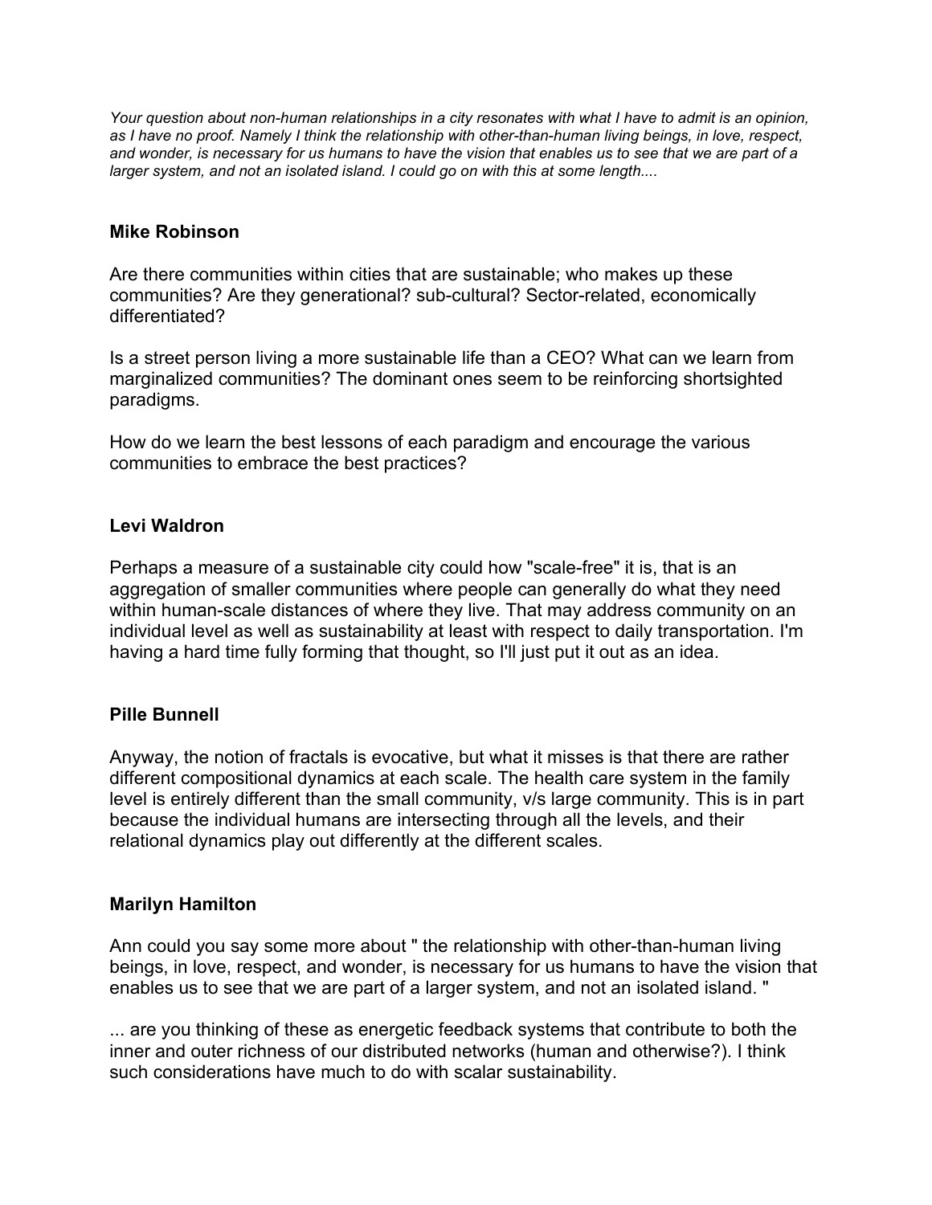*Your question about non-human relationships in a city resonates with what I have to admit is an opinion, as I have no proof. Namely I think the relationship with other-than-human living beings, in love, respect, and wonder, is necessary for us humans to have the vision that enables us to see that we are part of a larger system, and not an isolated island. I could go on with this at some length....*

**Mike Robinson**

Are there communities within cities that are sustainable; who makes up these communities? Are they generational? sub-cultural? Sector-related, economically differentiated?

Is a street person living a more sustainable life than a CEO? What can we learn from marginalized communities? The dominant ones seem to be reinforcing shortsighted paradigms.

How do we learn the best lessons of each paradigm and encourage the various communities to embrace the best practices?

**Levi Waldron**

Perhaps a measure of a sustainable city could how "scale-free" it is, that is an aggregation of smaller communities where people can generally do what they need within human-scale distances of where they live. That may address community on an individual level as well as sustainability at least with respect to daily transportation. I'm having a hard time fully forming that thought, so I'll just put it out as an idea.

**Pille Bunnell**

Anyway, the notion of fractals is evocative, but what it misses is that there are rather different compositional dynamics at each scale. The health care system in the family level is entirely different than the small community, v/s large community. This is in part because the individual humans are intersecting through all the levels, and their relational dynamics play out differently at the different scales.

**Marilyn Hamilton**

Ann could you say some more about " the relationship with other-than-human living beings, in love, respect, and wonder, is necessary for us humans to have the vision that enables us to see that we are part of a larger system, and not an isolated island. "

... are you thinking of these as energetic feedback systems that contribute to both the inner and outer richness of our distributed networks (human and otherwise?). I think such considerations have much to do with scalar sustainability.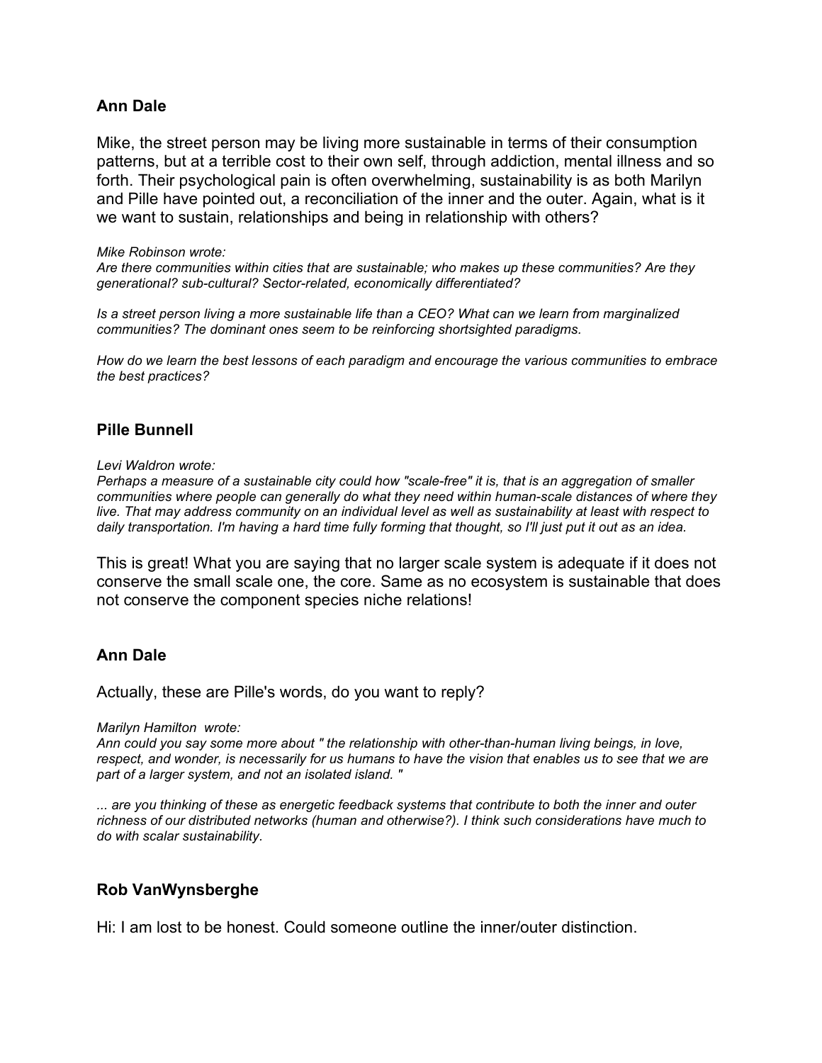**Ann Dale**

Mike, the street person may be living more sustainable in terms of their consumption patterns, but at a terrible cost to their own self, through addiction, mental illness and so forth. Their psychological pain is often overwhelming, sustainability is as both Marilyn and Pille have pointed out, a reconciliation of the inner and the outer. Again, what is it we want to sustain, relationships and being in relationship with others?

*Mike Robinson wrote:*
*Are there communities within cities that are sustainable; who makes up these communities? Are they generational? sub-cultural? Sector-related, economically differentiated?*

*Is a street person living a more sustainable life than a CEO? What can we learn from marginalized communities? The dominant ones seem to be reinforcing shortsighted paradigms.*

*How do we learn the best lessons of each paradigm and encourage the various communities to embrace the best practices?*

**Pille Bunnell**

*Levi Waldron wrote:*
*Perhaps a measure of a sustainable city could how "scale-free" it is, that is an aggregation of smaller communities where people can generally do what they need within human-scale distances of where they live. That may address community on an individual level as well as sustainability at least with respect to daily transportation. I'm having a hard time fully forming that thought, so I'll just put it out as an idea.*

This is great! What you are saying that no larger scale system is adequate if it does not conserve the small scale one, the core. Same as no ecosystem is sustainable that does not conserve the component species niche relations!

**Ann Dale**

Actually, these are Pille's words, do you want to reply?

*Marilyn Hamilton wrote:*
*Ann could you say some more about " the relationship with other-than-human living beings, in love, respect, and wonder, is necessarily for us humans to have the vision that enables us to see that we are part of a larger system, and not an isolated island. "*

*... are you thinking of these as energetic feedback systems that contribute to both the inner and outer richness of our distributed networks (human and otherwise?). I think such considerations have much to do with scalar sustainability.*

**Rob VanWynsberghe**

Hi: I am lost to be honest. Could someone outline the inner/outer distinction.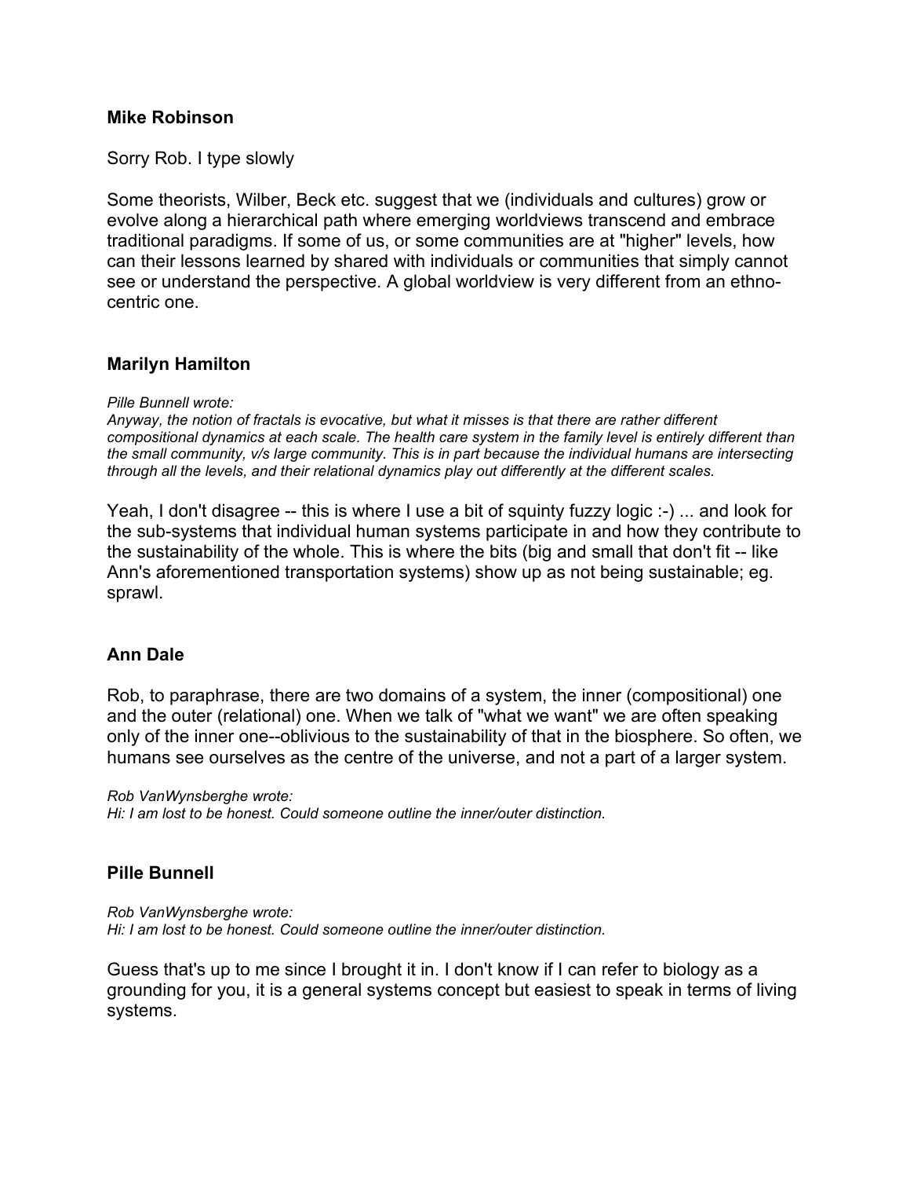**Mike Robinson**

Sorry Rob. I type slowly

Some theorists, Wilber, Beck etc. suggest that we (individuals and cultures) grow or evolve along a hierarchical path where emerging worldviews transcend and embrace traditional paradigms. If some of us, or some communities are at "higher" levels, how can their lessons learned by shared with individuals or communities that simply cannot see or understand the perspective. A global worldview is very different from an ethno-centric one.

**Marilyn Hamilton**

*Pille Bunnell wrote:*
*Anyway, the notion of fractals is evocative, but what it misses is that there are rather different compositional dynamics at each scale. The health care system in the family level is entirely different than the small community, v/s large community. This is in part because the individual humans are intersecting through all the levels, and their relational dynamics play out differently at the different scales.*

Yeah, I don't disagree -- this is where I use a bit of squinty fuzzy logic :-) ... and look for the sub-systems that individual human systems participate in and how they contribute to the sustainability of the whole. This is where the bits (big and small that don't fit -- like Ann's aforementioned transportation systems) show up as not being sustainable; eg. sprawl.

**Ann Dale**

Rob, to paraphrase, there are two domains of a system, the inner (compositional) one and the outer (relational) one. When we talk of "what we want" we are often speaking only of the inner one--oblivious to the sustainability of that in the biosphere. So often, we humans see ourselves as the centre of the universe, and not a part of a larger system.

*Rob VanWynsberghe wrote:*
*Hi: I am lost to be honest. Could someone outline the inner/outer distinction.*

**Pille Bunnell**

*Rob VanWynsberghe wrote:*
*Hi: I am lost to be honest. Could someone outline the inner/outer distinction.*

Guess that's up to me since I brought it in. I don't know if I can refer to biology as a grounding for you, it is a general systems concept but easiest to speak in terms of living systems.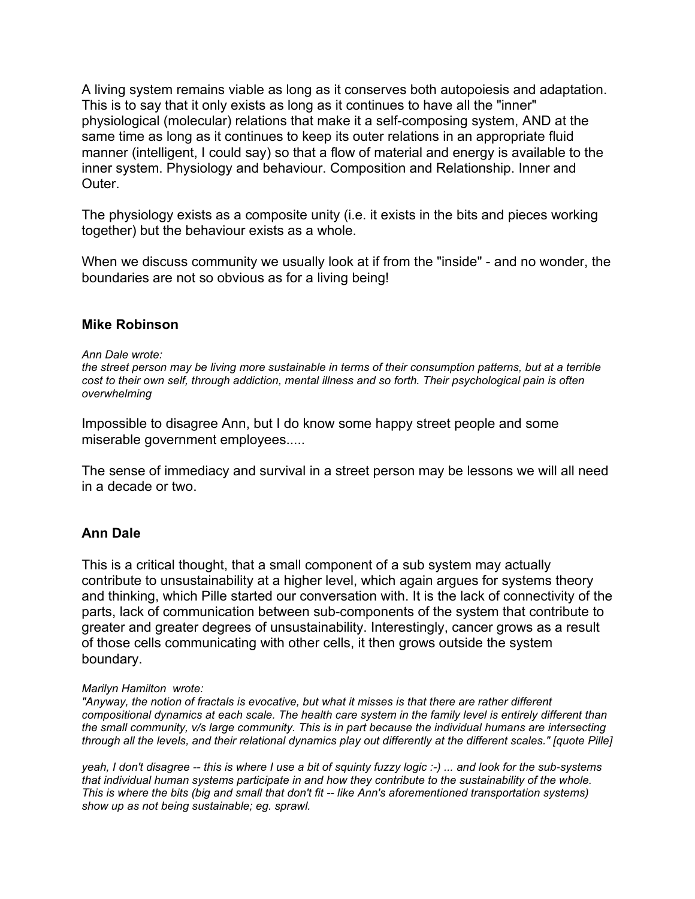A living system remains viable as long as it conserves both autopoiesis and adaptation. This is to say that it only exists as long as it continues to have all the "inner" physiological (molecular) relations that make it a self-composing system, AND at the same time as long as it continues to keep its outer relations in an appropriate fluid manner (intelligent, I could say) so that a flow of material and energy is available to the inner system. Physiology and behaviour. Composition and Relationship. Inner and Outer.

The physiology exists as a composite unity (i.e. it exists in the bits and pieces working together) but the behaviour exists as a whole.

When we discuss community we usually look at if from the "inside" - and no wonder, the boundaries are not so obvious as for a living being!

### Mike Robinson

*Ann Dale wrote:*
*the street person may be living more sustainable in terms of their consumption patterns, but at a terrible cost to their own self, through addiction, mental illness and so forth. Their psychological pain is often overwhelming*

Impossible to disagree Ann, but I do know some happy street people and some miserable government employees.....

The sense of immediacy and survival in a street person may be lessons we will all need in a decade or two.

### Ann Dale

This is a critical thought, that a small component of a sub system may actually contribute to unsustainability at a higher level, which again argues for systems theory and thinking, which Pille started our conversation with. It is the lack of connectivity of the parts, lack of communication between sub-components of the system that contribute to greater and greater degrees of unsustainability. Interestingly, cancer grows as a result of those cells communicating with other cells, it then grows outside the system boundary.

*Marilyn Hamilton wrote:*
*"Anyway, the notion of fractals is evocative, but what it misses is that there are rather different compositional dynamics at each scale. The health care system in the family level is entirely different than the small community, v/s large community. This is in part because the individual humans are intersecting through all the levels, and their relational dynamics play out differently at the different scales." [quote Pille]*

*yeah, I don't disagree -- this is where I use a bit of squinty fuzzy logic :-) ... and look for the sub-systems that individual human systems participate in and how they contribute to the sustainability of the whole. This is where the bits (big and small that don't fit -- like Ann's aforementioned transportation systems) show up as not being sustainable; eg. sprawl.*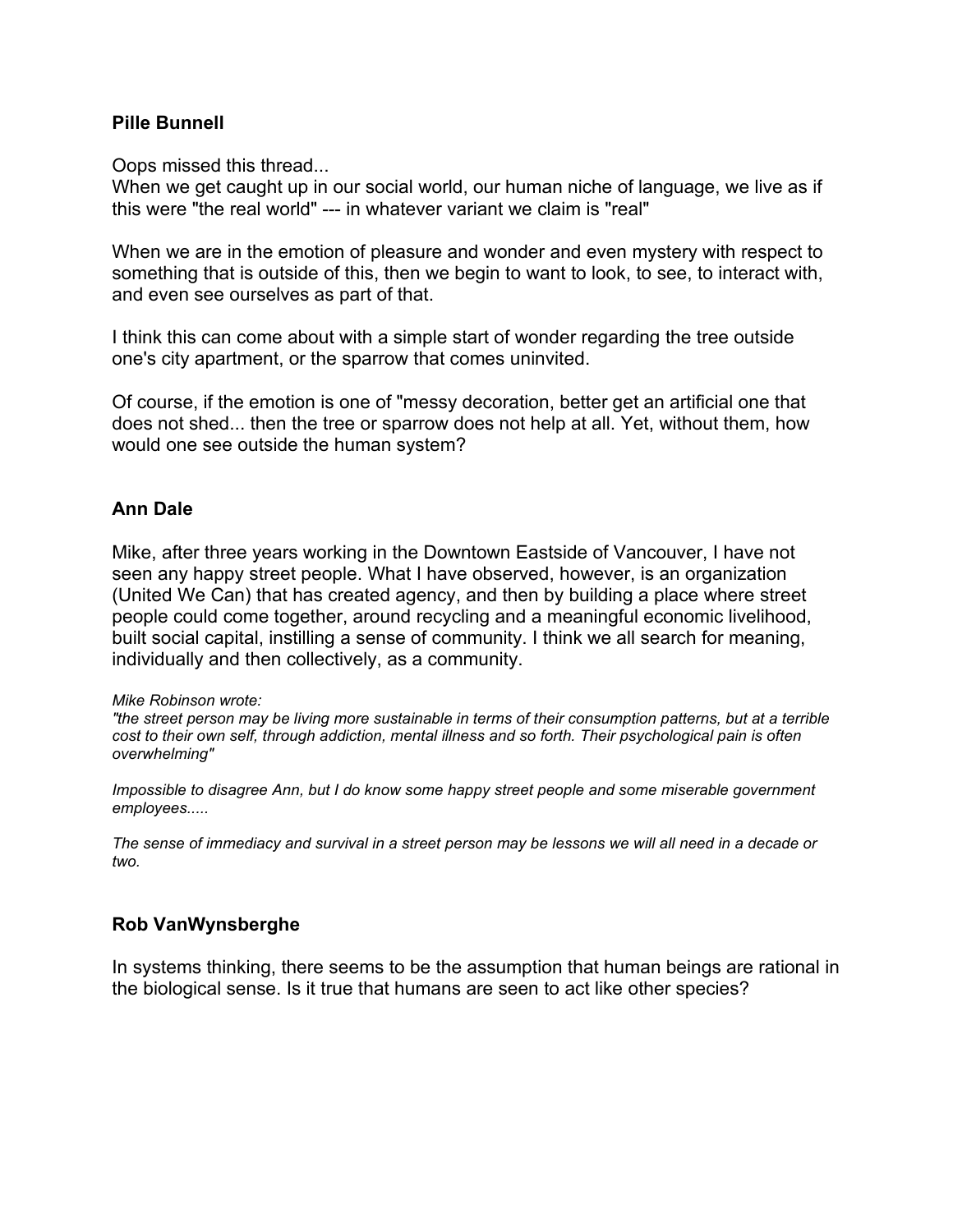**Pille Bunnell**

Oops missed this thread...
When we get caught up in our social world, our human niche of language, we live as if this were "the real world" --- in whatever variant we claim is "real"

When we are in the emotion of pleasure and wonder and even mystery with respect to something that is outside of this, then we begin to want to look, to see, to interact with, and even see ourselves as part of that.

I think this can come about with a simple start of wonder regarding the tree outside one's city apartment, or the sparrow that comes uninvited.

Of course, if the emotion is one of "messy decoration, better get an artificial one that does not shed... then the tree or sparrow does not help at all. Yet, without them, how would one see outside the human system?

**Ann Dale**

Mike, after three years working in the Downtown Eastside of Vancouver, I have not seen any happy street people. What I have observed, however, is an organization (United We Can) that has created agency, and then by building a place where street people could come together, around recycling and a meaningful economic livelihood, built social capital, instilling a sense of community. I think we all search for meaning, individually and then collectively, as a community.

*Mike Robinson wrote:*
*"the street person may be living more sustainable in terms of their consumption patterns, but at a terrible cost to their own self, through addiction, mental illness and so forth. Their psychological pain is often overwhelming"*

*Impossible to disagree Ann, but I do know some happy street people and some miserable government employees.....*

*The sense of immediacy and survival in a street person may be lessons we will all need in a decade or two.*

**Rob VanWynsberghe**

In systems thinking, there seems to be the assumption that human beings are rational in the biological sense. Is it true that humans are seen to act like other species?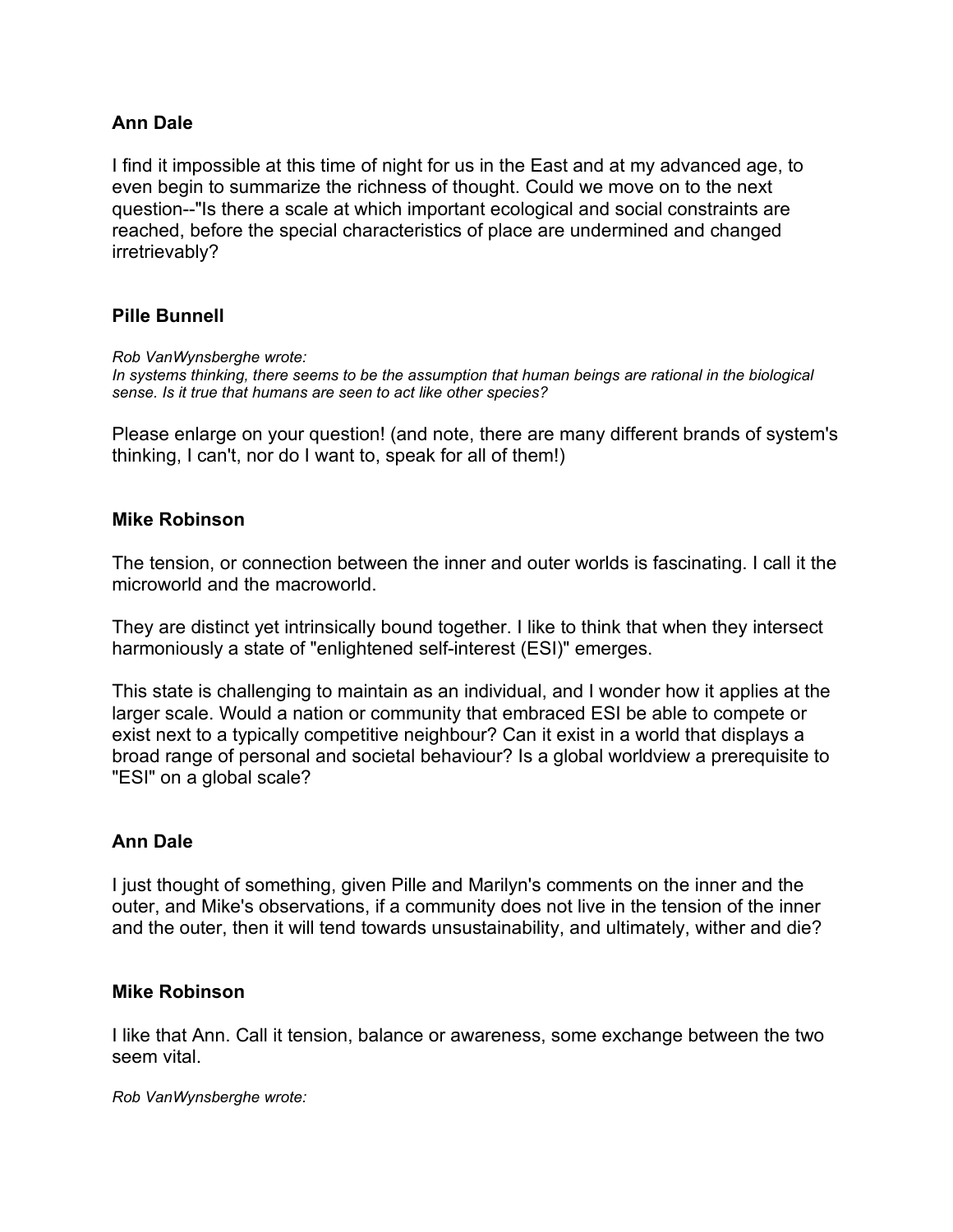**Ann Dale**

I find it impossible at this time of night for us in the East and at my advanced age, to even begin to summarize the richness of thought. Could we move on to the next question--"Is there a scale at which important ecological and social constraints are reached, before the special characteristics of place are undermined and changed irretrievably?

**Pille Bunnell**

*Rob VanWynsberghe wrote:*
*In systems thinking, there seems to be the assumption that human beings are rational in the biological sense. Is it true that humans are seen to act like other species?*

Please enlarge on your question! (and note, there are many different brands of system's thinking, I can't, nor do I want to, speak for all of them!)

**Mike Robinson**

The tension, or connection between the inner and outer worlds is fascinating. I call it the microworld and the macroworld.

They are distinct yet intrinsically bound together. I like to think that when they intersect harmoniously a state of "enlightened self-interest (ESI)" emerges.

This state is challenging to maintain as an individual, and I wonder how it applies at the larger scale. Would a nation or community that embraced ESI be able to compete or exist next to a typically competitive neighbour? Can it exist in a world that displays a broad range of personal and societal behaviour? Is a global worldview a prerequisite to "ESI" on a global scale?

**Ann Dale**

I just thought of something, given Pille and Marilyn's comments on the inner and the outer, and Mike's observations, if a community does not live in the tension of the inner and the outer, then it will tend towards unsustainability, and ultimately, wither and die?

**Mike Robinson**

I like that Ann. Call it tension, balance or awareness, some exchange between the two seem vital.

*Rob VanWynsberghe wrote:*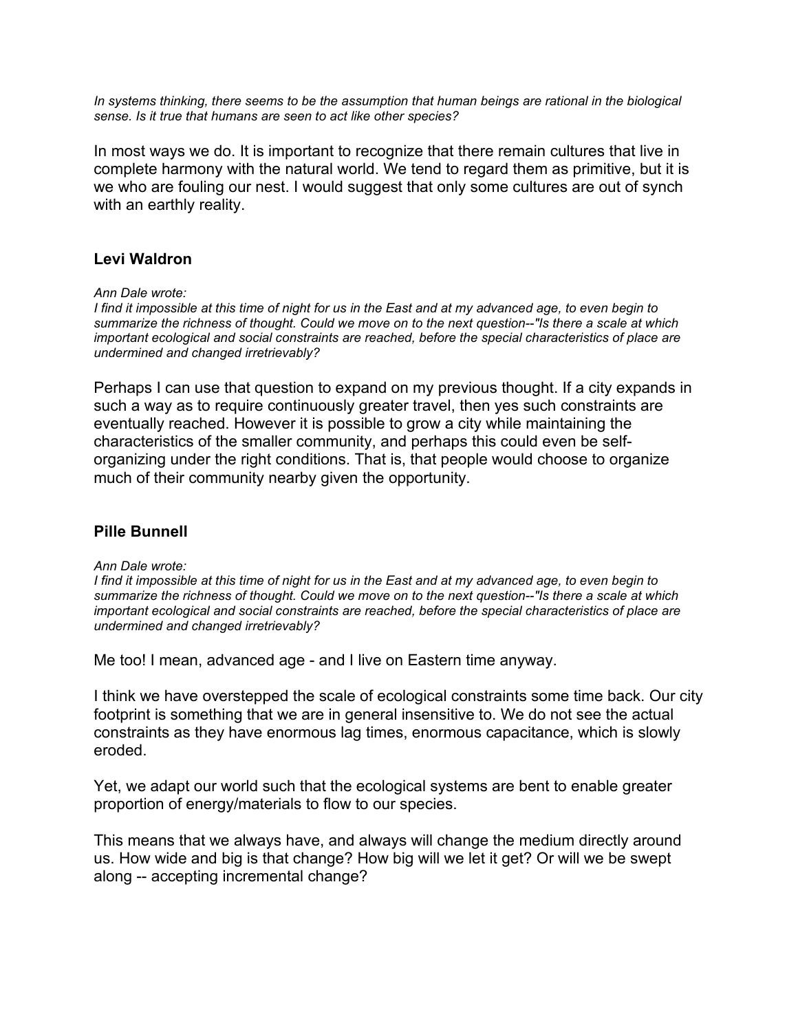*In systems thinking, there seems to be the assumption that human beings are rational in the biological sense. Is it true that humans are seen to act like other species?*

In most ways we do. It is important to recognize that there remain cultures that live in complete harmony with the natural world. We tend to regard them as primitive, but it is we who are fouling our nest. I would suggest that only some cultures are out of synch with an earthly reality.

### Levi Waldron

*Ann Dale wrote:*
*I find it impossible at this time of night for us in the East and at my advanced age, to even begin to summarize the richness of thought. Could we move on to the next question--"Is there a scale at which important ecological and social constraints are reached, before the special characteristics of place are undermined and changed irretrievably?*

Perhaps I can use that question to expand on my previous thought. If a city expands in such a way as to require continuously greater travel, then yes such constraints are eventually reached. However it is possible to grow a city while maintaining the characteristics of the smaller community, and perhaps this could even be self-organizing under the right conditions. That is, that people would choose to organize much of their community nearby given the opportunity.

### Pille Bunnell

*Ann Dale wrote:*
*I find it impossible at this time of night for us in the East and at my advanced age, to even begin to summarize the richness of thought. Could we move on to the next question--"Is there a scale at which important ecological and social constraints are reached, before the special characteristics of place are undermined and changed irretrievably?*

Me too! I mean, advanced age - and I live on Eastern time anyway.

I think we have overstepped the scale of ecological constraints some time back. Our city footprint is something that we are in general insensitive to. We do not see the actual constraints as they have enormous lag times, enormous capacitance, which is slowly eroded.

Yet, we adapt our world such that the ecological systems are bent to enable greater proportion of energy/materials to flow to our species.

This means that we always have, and always will change the medium directly around us. How wide and big is that change? How big will we let it get? Or will we be swept along -- accepting incremental change?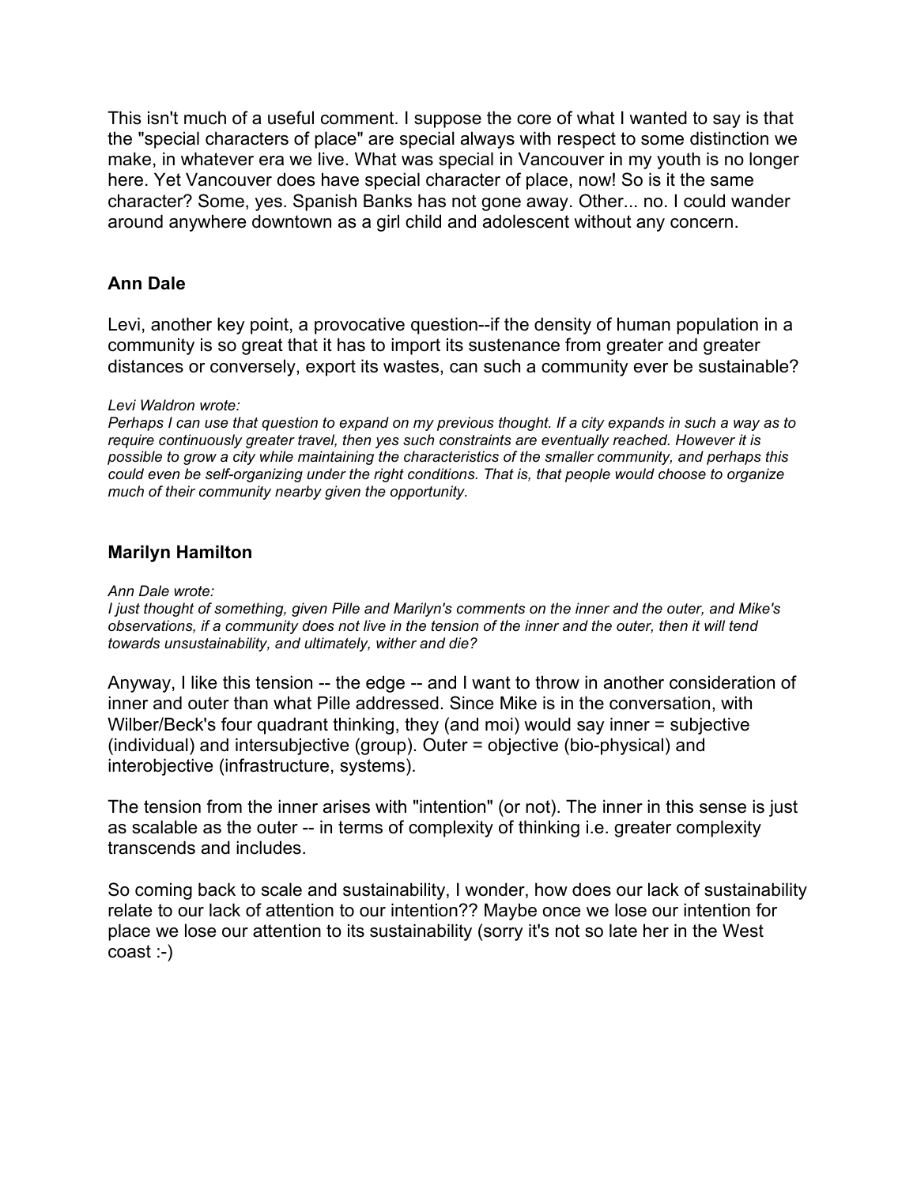This isn't much of a useful comment. I suppose the core of what I wanted to say is that the "special characters of place" are special always with respect to some distinction we make, in whatever era we live. What was special in Vancouver in my youth is no longer here. Yet Vancouver does have special character of place, now! So is it the same character? Some, yes. Spanish Banks has not gone away. Other... no. I could wander around anywhere downtown as a girl child and adolescent without any concern.

### Ann Dale

Levi, another key point, a provocative question--if the density of human population in a community is so great that it has to import its sustenance from greater and greater distances or conversely, export its wastes, can such a community ever be sustainable?

*Levi Waldron wrote:*
*Perhaps I can use that question to expand on my previous thought. If a city expands in such a way as to require continuously greater travel, then yes such constraints are eventually reached. However it is possible to grow a city while maintaining the characteristics of the smaller community, and perhaps this could even be self-organizing under the right conditions. That is, that people would choose to organize much of their community nearby given the opportunity.*

### Marilyn Hamilton

*Ann Dale wrote:*
*I just thought of something, given Pille and Marilyn's comments on the inner and the outer, and Mike's observations, if a community does not live in the tension of the inner and the outer, then it will tend towards unsustainability, and ultimately, wither and die?*

Anyway, I like this tension -- the edge -- and I want to throw in another consideration of inner and outer than what Pille addressed. Since Mike is in the conversation, with Wilber/Beck's four quadrant thinking, they (and moi) would say inner = subjective (individual) and intersubjective (group). Outer = objective (bio-physical) and interobjective (infrastructure, systems).

The tension from the inner arises with "intention" (or not). The inner in this sense is just as scalable as the outer -- in terms of complexity of thinking i.e. greater complexity transcends and includes.

So coming back to scale and sustainability, I wonder, how does our lack of sustainability relate to our lack of attention to our intention?? Maybe once we lose our intention for place we lose our attention to its sustainability (sorry it's not so late her in the West coast :-)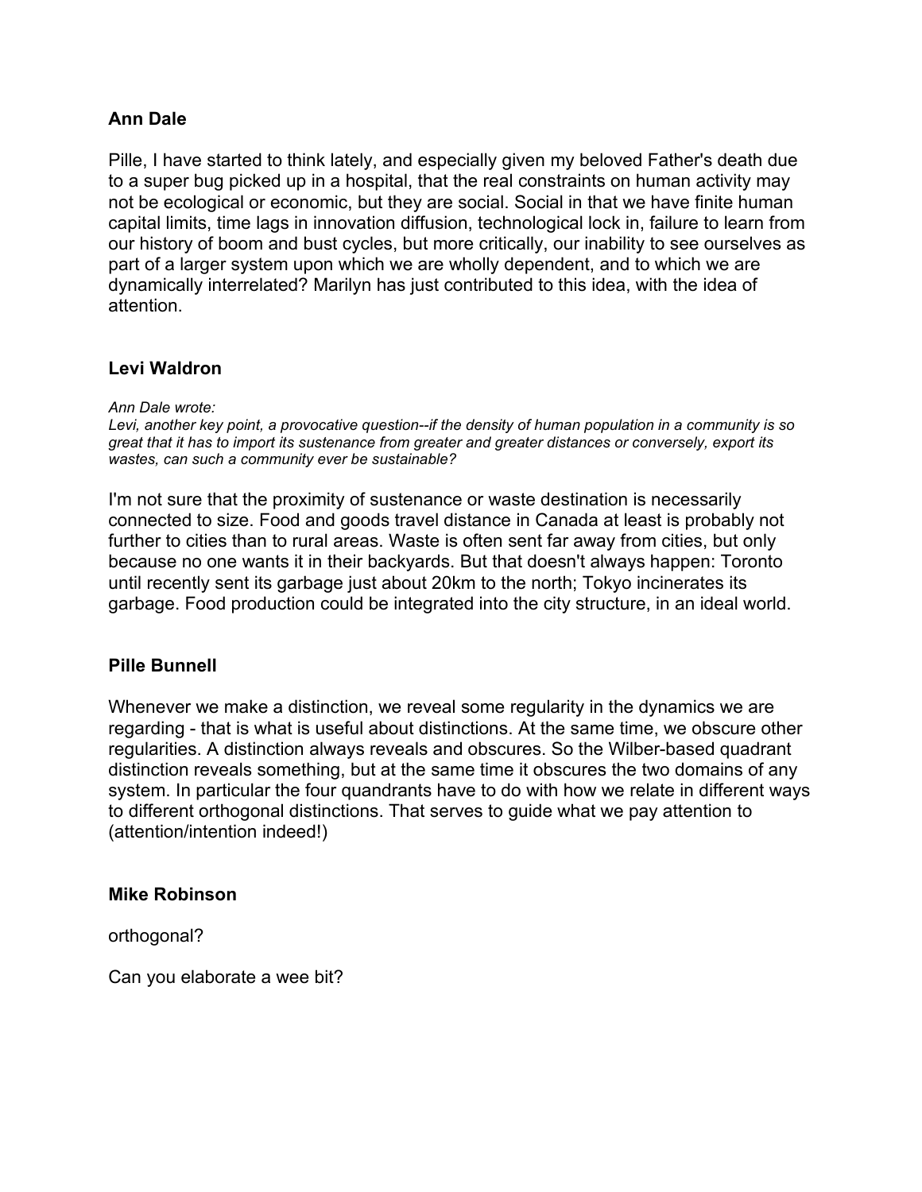**Ann Dale**

Pille, I have started to think lately, and especially given my beloved Father's death due to a super bug picked up in a hospital, that the real constraints on human activity may not be ecological or economic, but they are social. Social in that we have finite human capital limits, time lags in innovation diffusion, technological lock in, failure to learn from our history of boom and bust cycles, but more critically, our inability to see ourselves as part of a larger system upon which we are wholly dependent, and to which we are dynamically interrelated? Marilyn has just contributed to this idea, with the idea of attention.

**Levi Waldron**

*Ann Dale wrote:*
*Levi, another key point, a provocative question--if the density of human population in a community is so great that it has to import its sustenance from greater and greater distances or conversely, export its wastes, can such a community ever be sustainable?*

I'm not sure that the proximity of sustenance or waste destination is necessarily connected to size. Food and goods travel distance in Canada at least is probably not further to cities than to rural areas. Waste is often sent far away from cities, but only because no one wants it in their backyards. But that doesn't always happen: Toronto until recently sent its garbage just about 20km to the north; Tokyo incinerates its garbage. Food production could be integrated into the city structure, in an ideal world.

**Pille Bunnell**

Whenever we make a distinction, we reveal some regularity in the dynamics we are regarding - that is what is useful about distinctions. At the same time, we obscure other regularities. A distinction always reveals and obscures. So the Wilber-based quadrant distinction reveals something, but at the same time it obscures the two domains of any system. In particular the four quandrants have to do with how we relate in different ways to different orthogonal distinctions. That serves to guide what we pay attention to (attention/intention indeed!)

**Mike Robinson**

orthogonal?

Can you elaborate a wee bit?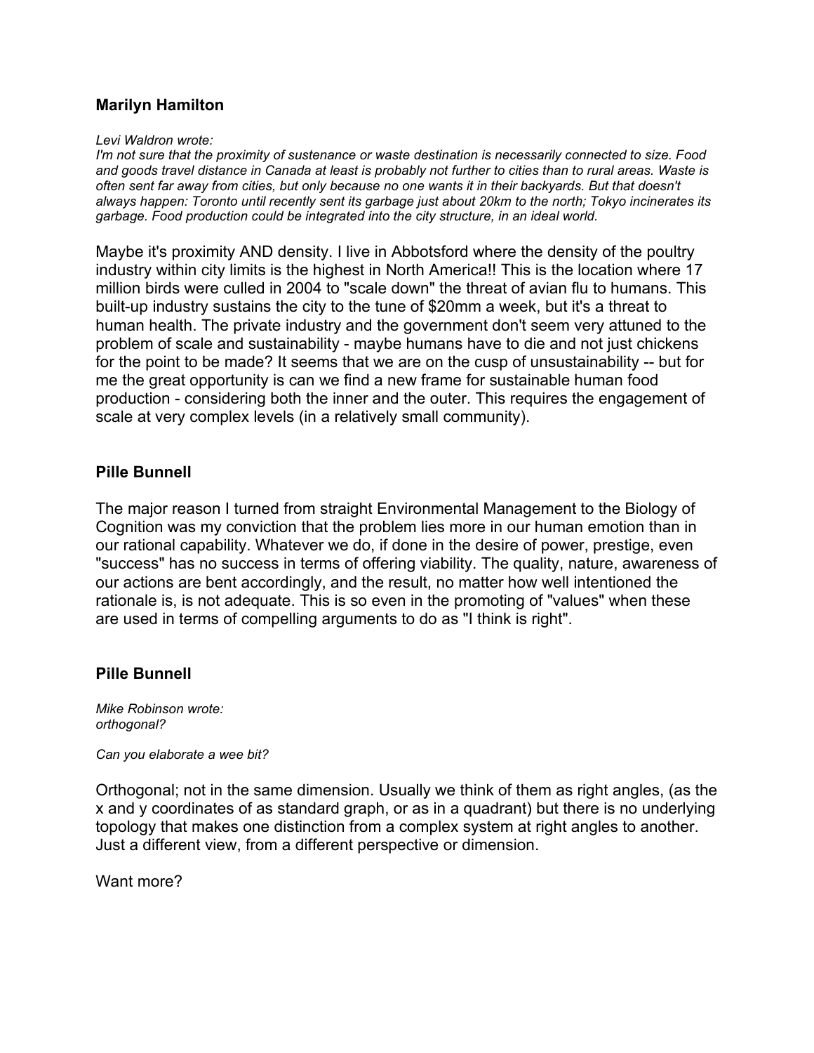**Marilyn Hamilton**

*Levi Waldron wrote:*
*I'm not sure that the proximity of sustenance or waste destination is necessarily connected to size. Food and goods travel distance in Canada at least is probably not further to cities than to rural areas. Waste is often sent far away from cities, but only because no one wants it in their backyards. But that doesn't always happen: Toronto until recently sent its garbage just about 20km to the north; Tokyo incinerates its garbage. Food production could be integrated into the city structure, in an ideal world.*

Maybe it's proximity AND density. I live in Abbotsford where the density of the poultry industry within city limits is the highest in North America!! This is the location where 17 million birds were culled in 2004 to "scale down" the threat of avian flu to humans. This built-up industry sustains the city to the tune of $20mm a week, but it's a threat to human health. The private industry and the government don't seem very attuned to the problem of scale and sustainability - maybe humans have to die and not just chickens for the point to be made? It seems that we are on the cusp of unsustainability -- but for me the great opportunity is can we find a new frame for sustainable human food production - considering both the inner and the outer. This requires the engagement of scale at very complex levels (in a relatively small community).

**Pille Bunnell**

The major reason I turned from straight Environmental Management to the Biology of Cognition was my conviction that the problem lies more in our human emotion than in our rational capability. Whatever we do, if done in the desire of power, prestige, even "success" has no success in terms of offering viability. The quality, nature, awareness of our actions are bent accordingly, and the result, no matter how well intentioned the rationale is, is not adequate. This is so even in the promoting of "values" when these are used in terms of compelling arguments to do as "I think is right".

**Pille Bunnell**

*Mike Robinson wrote:*
*orthogonal?*

*Can you elaborate a wee bit?*

Orthogonal; not in the same dimension. Usually we think of them as right angles, (as the x and y coordinates of as standard graph, or as in a quadrant) but there is no underlying topology that makes one distinction from a complex system at right angles to another. Just a different view, from a different perspective or dimension.

Want more?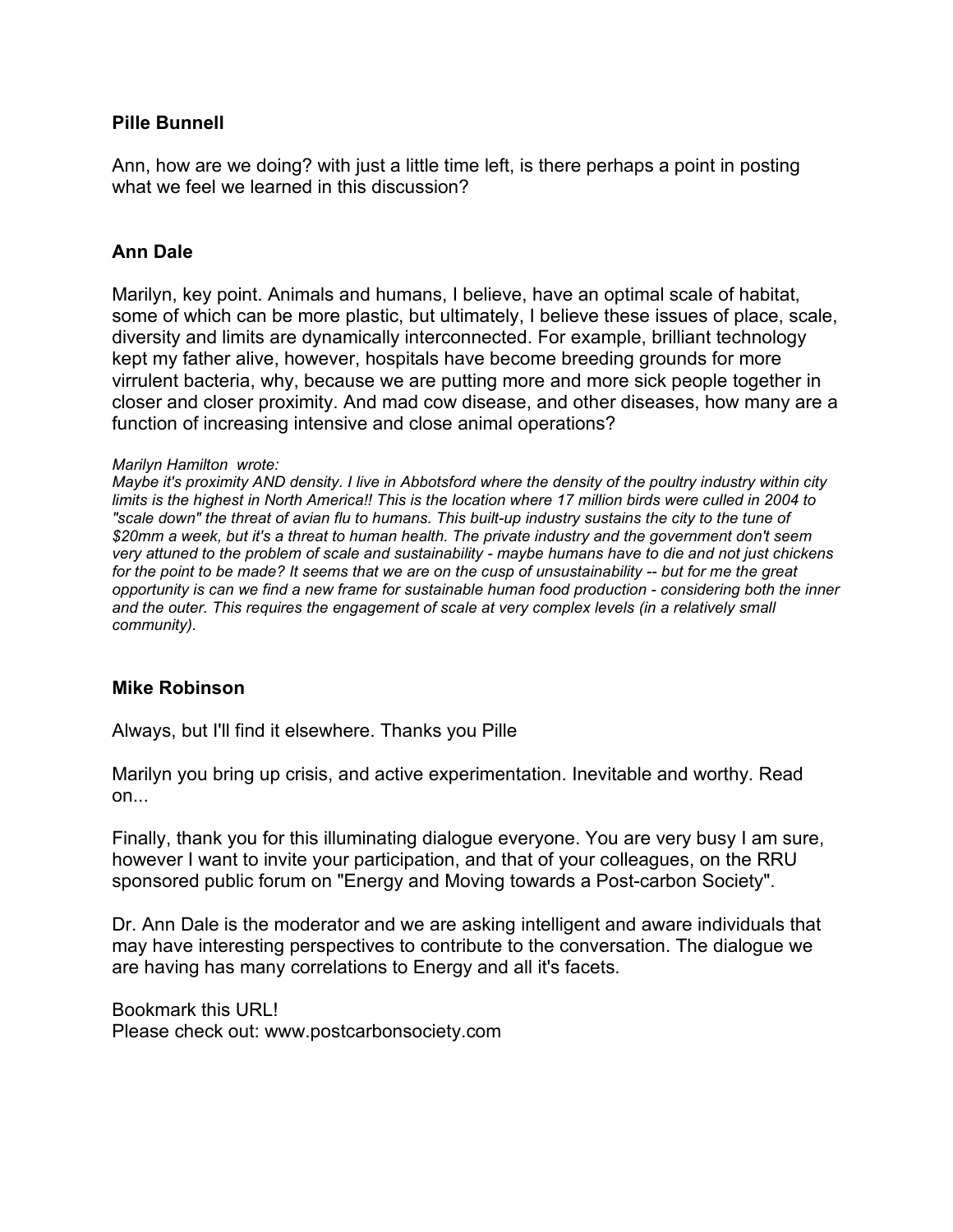**Pille Bunnell**

Ann, how are we doing? with just a little time left, is there perhaps a point in posting what we feel we learned in this discussion?

**Ann Dale**

Marilyn, key point. Animals and humans, I believe, have an optimal scale of habitat, some of which can be more plastic, but ultimately, I believe these issues of place, scale, diversity and limits are dynamically interconnected. For example, brilliant technology kept my father alive, however, hospitals have become breeding grounds for more virrulent bacteria, why, because we are putting more and more sick people together in closer and closer proximity. And mad cow disease, and other diseases, how many are a function of increasing intensive and close animal operations?

*Marilyn Hamilton wrote:*
*Maybe it's proximity AND density. I live in Abbotsford where the density of the poultry industry within city limits is the highest in North America!! This is the location where 17 million birds were culled in 2004 to "scale down" the threat of avian flu to humans. This built-up industry sustains the city to the tune of $20mm a week, but it's a threat to human health. The private industry and the government don't seem very attuned to the problem of scale and sustainability - maybe humans have to die and not just chickens for the point to be made? It seems that we are on the cusp of unsustainability -- but for me the great opportunity is can we find a new frame for sustainable human food production - considering both the inner and the outer. This requires the engagement of scale at very complex levels (in a relatively small community).*

**Mike Robinson**

Always, but I'll find it elsewhere. Thanks you Pille

Marilyn you bring up crisis, and active experimentation. Inevitable and worthy. Read on...

Finally, thank you for this illuminating dialogue everyone. You are very busy I am sure, however I want to invite your participation, and that of your colleagues, on the RRU sponsored public forum on "Energy and Moving towards a Post-carbon Society".

Dr. Ann Dale is the moderator and we are asking intelligent and aware individuals that may have interesting perspectives to contribute to the conversation. The dialogue we are having has many correlations to Energy and all it's facets.

Bookmark this URL!
Please check out: www.postcarbonsociety.com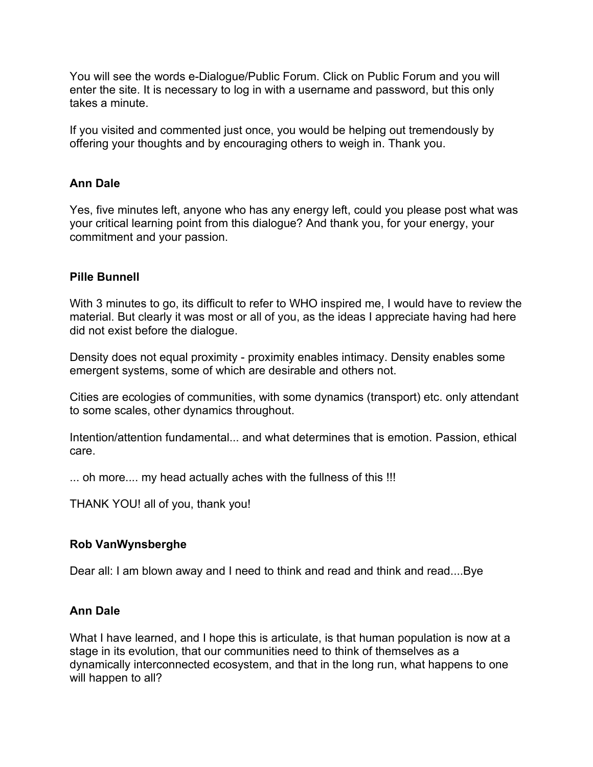You will see the words e-Dialogue/Public Forum. Click on Public Forum and you will enter the site. It is necessary to log in with a username and password, but this only takes a minute.

If you visited and commented just once, you would be helping out tremendously by offering your thoughts and by encouraging others to weigh in. Thank you.

**Ann Dale**

Yes, five minutes left, anyone who has any energy left, could you please post what was your critical learning point from this dialogue? And thank you, for your energy, your commitment and your passion.

**Pille Bunnell**

With 3 minutes to go, its difficult to refer to WHO inspired me, I would have to review the material. But clearly it was most or all of you, as the ideas I appreciate having had here did not exist before the dialogue.

Density does not equal proximity - proximity enables intimacy. Density enables some emergent systems, some of which are desirable and others not.

Cities are ecologies of communities, with some dynamics (transport) etc. only attendant to some scales, other dynamics throughout.

Intention/attention fundamental... and what determines that is emotion. Passion, ethical care.

... oh more.... my head actually aches with the fullness of this !!!

THANK YOU! all of you, thank you!

**Rob VanWynsberghe**

Dear all: I am blown away and I need to think and read and think and read....Bye

**Ann Dale**

What I have learned, and I hope this is articulate, is that human population is now at a stage in its evolution, that our communities need to think of themselves as a dynamically interconnected ecosystem, and that in the long run, what happens to one will happen to all?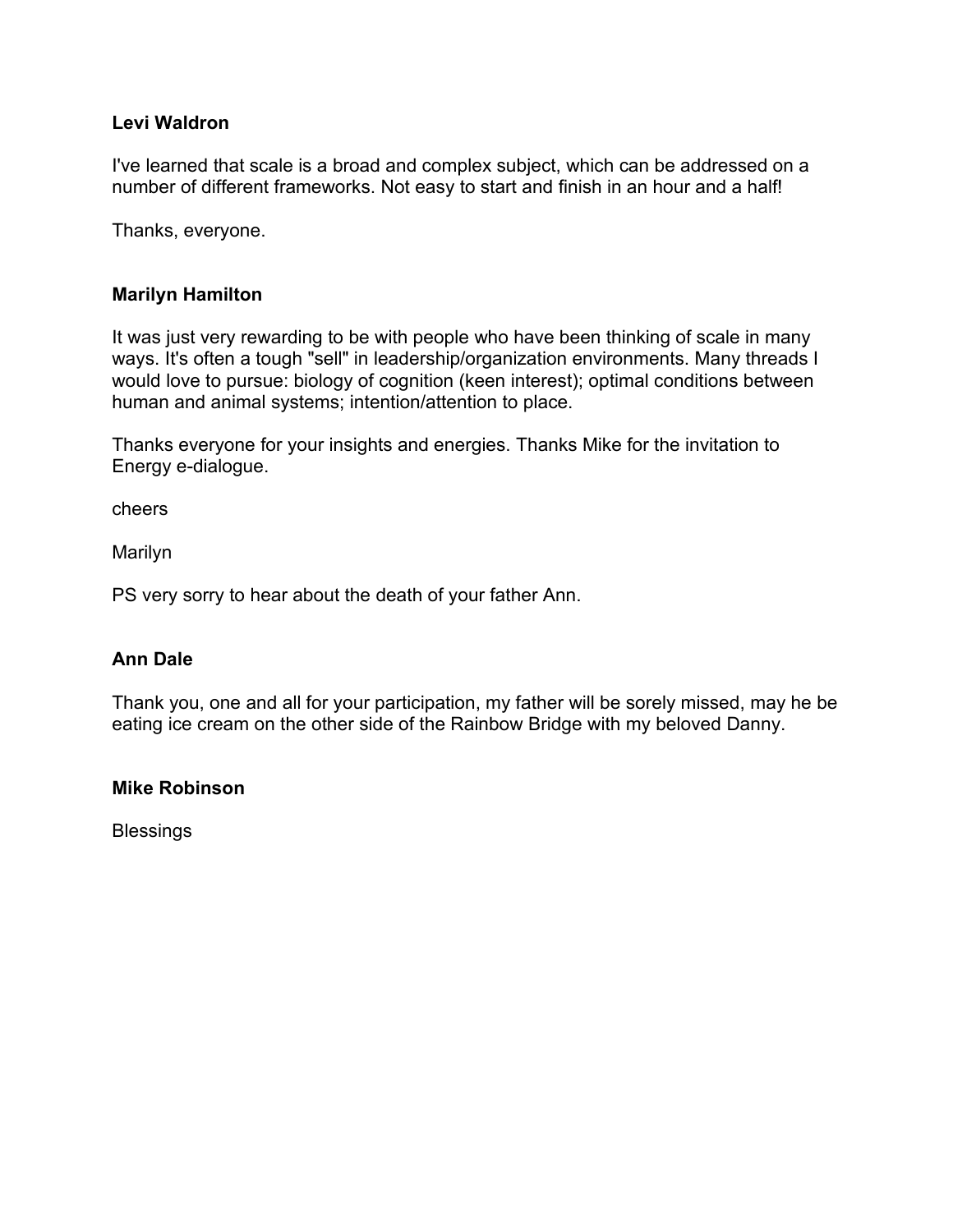**Levi Waldron**

I've learned that scale is a broad and complex subject, which can be addressed on a number of different frameworks. Not easy to start and finish in an hour and a half!

Thanks, everyone.

**Marilyn Hamilton**

It was just very rewarding to be with people who have been thinking of scale in many ways. It's often a tough "sell" in leadership/organization environments. Many threads I would love to pursue: biology of cognition (keen interest); optimal conditions between human and animal systems; intention/attention to place.

Thanks everyone for your insights and energies. Thanks Mike for the invitation to Energy e-dialogue.

cheers

Marilyn

PS very sorry to hear about the death of your father Ann.

**Ann Dale**

Thank you, one and all for your participation, my father will be sorely missed, may he be eating ice cream on the other side of the Rainbow Bridge with my beloved Danny.

**Mike Robinson**

Blessings